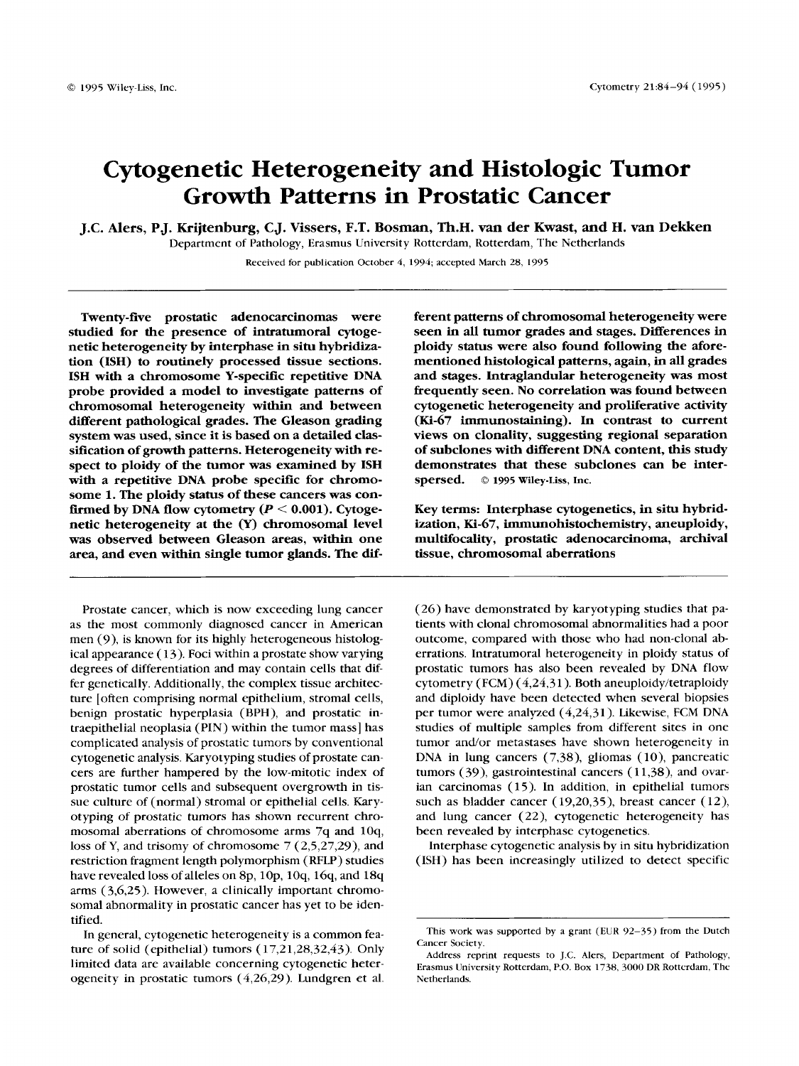# Cytogenetic Heterogeneity and Histologic Tumor Growth Patterns in Prostatic Cancer

**J.C. Alers, P.J. Krijtenburg, C.J. Vissers, F.T. Bosman, Th.H. van der Kwast, and H. van Dekken**

Department of Pathology, Erasmus University Rotterdam, Rotterdam, The Netherlands

Received for publication October 4, 1994; accepted March 28, 1995

**Twenty-five prostatic adenocarcinomas were studied for the presence of intratumoral cytogenetic heterogeneity by interphase in situ hybridization (ISH) to routinely processed tissue sections. ISH with a chromosome Y-specific repetitive DNA probe provided a model to investigate patterns of chromosomal heterogeneity within and between different pathological grades. The Gleason grading system was used, since it is based on a detailed classification of growth patterns. Heterogeneity with respect to ploidy of the tumor was examined by ISH with a repetitive DNA probe specific for chromosome 1. The ploidy status of these cancers was confirmed by DNA flow cytometry ($P < 0.001$). Cytogenetic heterogeneity at the (Y) chromosomal level was observed between Gleason areas, within one area, and even within single tumor glands. The different patterns of chromosomal heterogeneity were seen in all tumor grades and stages. Differences in ploidy status were also found following the aforementioned histological patterns, again, in all grades and stages. Intraglandular heterogeneity was most frequently seen. No correlation was found between cytogenetic heterogeneity and proliferative activity (Ki-67 immunostaining). In contrast to current views on clonality, suggesting regional separation of subclones with different DNA content, this study demonstrates that these subclones can be interspersed.** © 1995 Wiley-Liss, Inc.

**Key terms: Interphase cytogenetics, in situ hybridization, Ki-67, immunohistochemistry, aneuploidy, multifocality, prostatic adenocarcinoma, archival tissue, chromosomal aberrations**

Prostate cancer, which is now exceeding lung cancer as the most commonly diagnosed cancer in American men (9), is known for its highly heterogeneous histological appearance (13). Foci within a prostate show varying degrees of differentiation and may contain cells that differ genetically. Additionally, the complex tissue architecture [often comprising normal epithelium, stromal cells, benign prostatic hyperplasia (BPH), and prostatic intraepithelial neoplasia (PIN) within the tumor mass] has complicated analysis of prostatic tumors by conventional cytogenetic analysis. Karyotyping studies of prostate cancers are further hampered by the low-mitotic index of prostatic tumor cells and subsequent overgrowth in tissue culture of (normal) stromal or epithelial cells. Karyotyping of prostatic tumors has shown recurrent chromosomal aberrations of chromosome arms 7q and 10q, loss of Y, and trisomy of chromosome 7 (2,5,27,29), and restriction fragment length polymorphism (RFLP) studies have revealed loss of alleles on 8p, 10p, 10q, 16q, and 18q arms (3,6,25). However, a clinically important chromosomal abnormality in prostatic cancer has yet to be identified.

In general, cytogenetic heterogeneity is a common feature of solid (epithelial) tumors (17,21,28,32,43). Only limited data are available concerning cytogenetic heterogeneity in prostatic tumors (4,26,29). Lundgren et al. (26) have demonstrated by karyotyping studies that patients with clonal chromosomal abnormalities had a poor outcome, compared with those who had non-clonal aberrations. Intratumoral heterogeneity in ploidy status of prostatic tumors has also been revealed by DNA flow cytometry (FCM) (4,24,31). Both aneuploidy/tetraploidy and diploidy have been detected when several biopsies per tumor were analyzed (4,24,31). Likewise, FCM DNA studies of multiple samples from different sites in one tumor and/or metastases have shown heterogeneity in DNA in lung cancers (7,38), gliomas (10), pancreatic tumors (39), gastrointestinal cancers (11,38), and ovarian carcinomas (15). In addition, in epithelial tumors such as bladder cancer (19,20,35), breast cancer (12), and lung cancer (22), cytogenetic heterogeneity has been revealed by interphase cytogenetics.

Interphase cytogenetic analysis by in situ hybridization (ISH) has been increasingly utilized to detect specific

---

This work was supported by a grant (EUR 92-35) from the Dutch Cancer Society.

Address reprint requests to J.C. Alers, Department of Pathology, Erasmus University Rotterdam, P.O. Box 1738, 3000 DR Rotterdam, The Netherlands.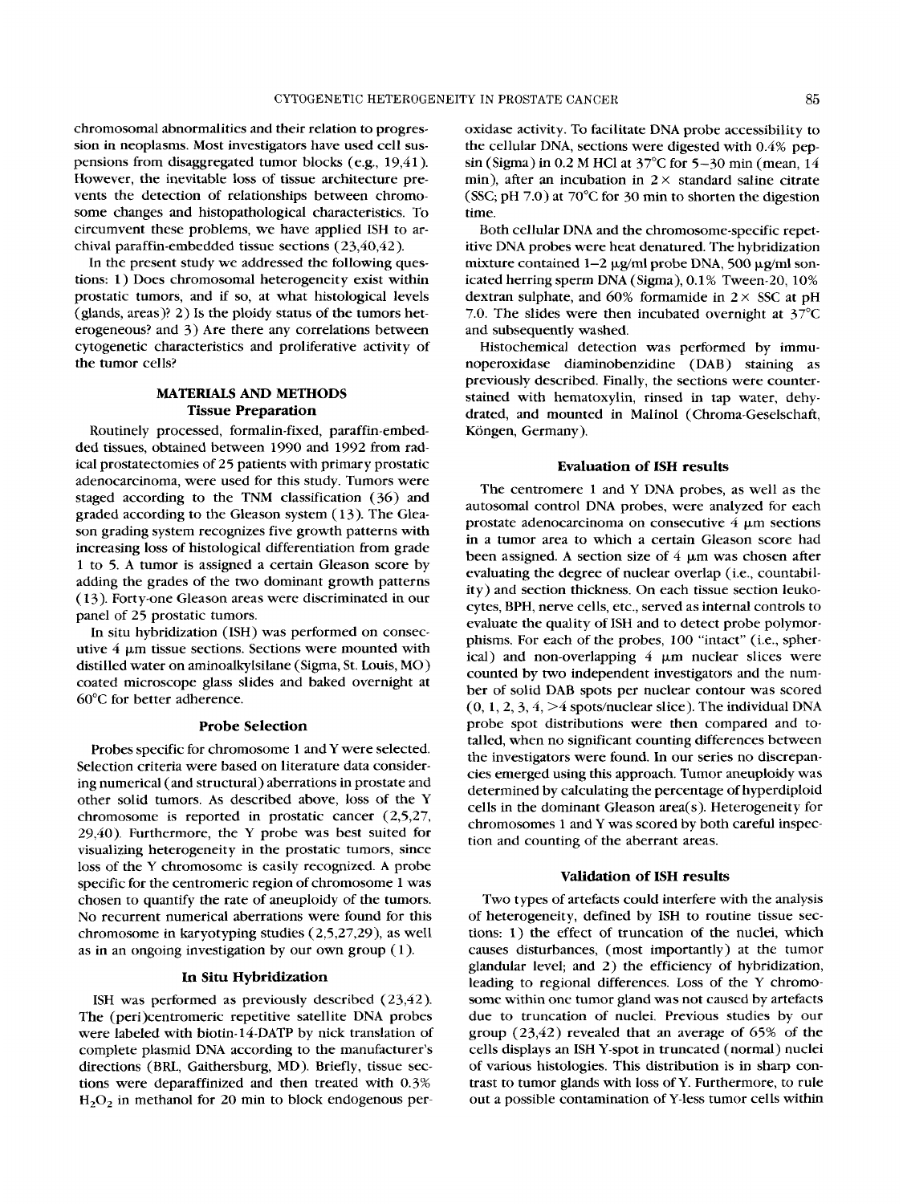chromosomal abnormalities and their relation to progression in neoplasms. Most investigators have used cell suspensions from disaggregated tumor blocks (e.g., 19,41). However, the inevitable loss of tissue architecture prevents the detection of relationships between chromosome changes and histopathological characteristics. To circumvent these problems, we have applied ISH to archival paraffin-embedded tissue sections (23,40,42).

In the present study we addressed the following questions: 1) Does chromosomal heterogeneity exist within prostatic tumors, and if so, at what histological levels (glands, areas)? 2) Is the ploidy status of the tumors heterogeneous? and 3) Are there any correlations between cytogenetic characteristics and proliferative activity of the tumor cells?

## MATERIALS AND METHODS

### Tissue Preparation

Routinely processed, formalin-fixed, paraffin-embedded tissues, obtained between 1990 and 1992 from radical prostatectomies of 25 patients with primary prostatic adenocarcinoma, were used for this study. Tumors were staged according to the TNM classification (36) and graded according to the Gleason system (13). The Gleason grading system recognizes five growth patterns with increasing loss of histological differentiation from grade 1 to 5. A tumor is assigned a certain Gleason score by adding the grades of the two dominant growth patterns (13). Forty-one Gleason areas were discriminated in our panel of 25 prostatic tumors.

In situ hybridization (ISH) was performed on consecutive 4 μm tissue sections. Sections were mounted with distilled water on aminoalkylsilane (Sigma, St. Louis, MO) coated microscope glass slides and baked overnight at 60°C for better adherence.

### Probe Selection

Probes specific for chromosome 1 and Y were selected. Selection criteria were based on literature data considering numerical (and structural) aberrations in prostate and other solid tumors. As described above, loss of the Y chromosome is reported in prostatic cancer (2,5,27, 29,40). Furthermore, the Y probe was best suited for visualizing heterogeneity in the prostatic tumors, since loss of the Y chromosome is easily recognized. A probe specific for the centromeric region of chromosome 1 was chosen to quantify the rate of aneuploidy of the tumors. No recurrent numerical aberrations were found for this chromosome in karyotyping studies (2,5,27,29), as well as in an ongoing investigation by our own group (1).

### In Situ Hybridization

ISH was performed as previously described (23,42). The (peri)centromeric repetitive satellite DNA probes were labeled with biotin-14-DATP by nick translation of complete plasmid DNA according to the manufacturer's directions (BRL, Gaithersburg, MD). Briefly, tissue sections were deparaffinized and then treated with 0.3% $H_2O_2$ in methanol for 20 min to block endogenous peroxidase activity. To facilitate DNA probe accessibility to the cellular DNA, sections were digested with 0.4% pepsin (Sigma) in 0.2 M HCl at 37°C for 5–30 min (mean, 14 min), after an incubation in 2× standard saline citrate (SSC; pH 7.0) at 70°C for 30 min to shorten the digestion time.

Both cellular DNA and the chromosome-specific repetitive DNA probes were heat denatured. The hybridization mixture contained 1–2 μg/ml probe DNA, 500 μg/ml sonicated herring sperm DNA (Sigma), 0.1% Tween-20, 10% dextran sulphate, and 60% formamide in 2× SSC at pH 7.0. The slides were then incubated overnight at 37°C and subsequently washed.

Histochemical detection was performed by immunoperoxidase diaminobenzidine (DAB) staining as previously described. Finally, the sections were counterstained with hematoxylin, rinsed in tap water, dehydrated, and mounted in Malinol (Chroma-Geselschaft, Köngen, Germany).

### Evaluation of ISH results

The centromere 1 and Y DNA probes, as well as the autosomal control DNA probes, were analyzed for each prostate adenocarcinoma on consecutive 4 μm sections in a tumor area to which a certain Gleason score had been assigned. A section size of 4 μm was chosen after evaluating the degree of nuclear overlap (i.e., countability) and section thickness. On each tissue section leukocytes, BPH, nerve cells, etc., served as internal controls to evaluate the quality of ISH and to detect probe polymorphisms. For each of the probes, 100 "intact" (i.e., spherical) and non-overlapping 4 μm nuclear slices were counted by two independent investigators and the number of solid DAB spots per nuclear contour was scored (0, 1, 2, 3, 4, >4 spots/nuclear slice). The individual DNA probe spot distributions were then compared and totalled, when no significant counting differences between the investigators were found. In our series no discrepancies emerged using this approach. Tumor aneuploidy was determined by calculating the percentage of hyperdiploid cells in the dominant Gleason area(s). Heterogeneity for chromosomes 1 and Y was scored by both careful inspection and counting of the aberrant areas.

### Validation of ISH results

Two types of artefacts could interfere with the analysis of heterogeneity, defined by ISH to routine tissue sections: 1) the effect of truncation of the nuclei, which causes disturbances, (most importantly) at the tumor glandular level; and 2) the efficiency of hybridization, leading to regional differences. Loss of the Y chromosome within one tumor gland was not caused by artefacts due to truncation of nuclei. Previous studies by our group (23,42) revealed that an average of 65% of the cells displays an ISH Y-spot in truncated (normal) nuclei of various histologies. This distribution is in sharp contrast to tumor glands with loss of Y. Furthermore, to rule out a possible contamination of Y-less tumor cells within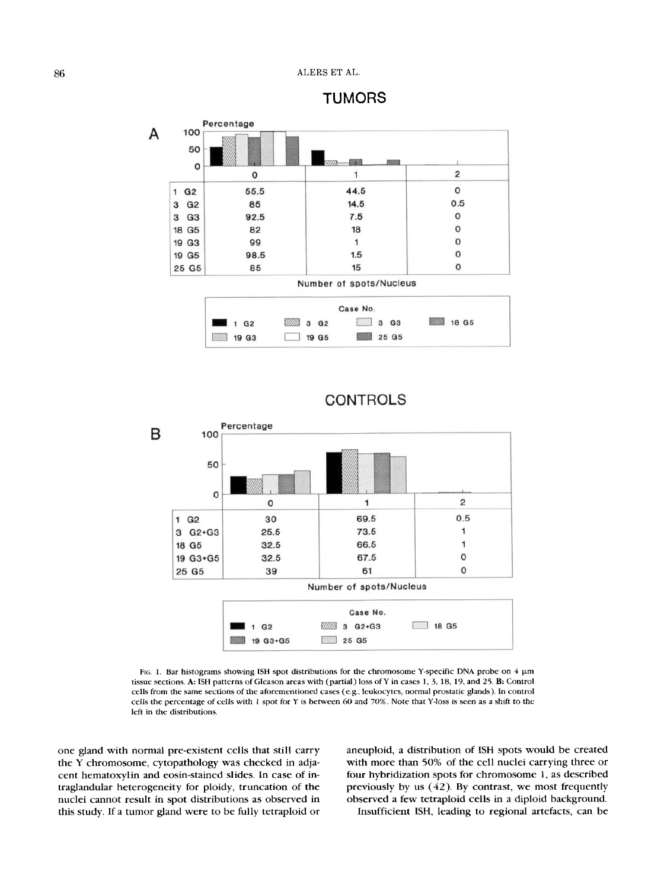## TUMORS

**A**

| | 0 | 1 | 2 |
|---|---|---|---|
| 1 G2 | 55.5 | 44.5 | 0 |
| 3 G2 | 85 | 14.5 | 0.5 |
| 3 G3 | 92.5 | 7.5 | 0 |
| 18 G5 | 82 | 18 | 0 |
| 19 G3 | 99 | 1 | 0 |
| 19 G5 | 98.5 | 1.5 | 0 |
| 25 G5 | 85 | 15 | 0 |

Number of spots/Nucleus

## CONTROLS

**B**

| | 0 | 1 | 2 |
|---|---|---|---|
| 1 G2 | 30 | 69.5 | 0.5 |
| 3 G2+G3 | 25.5 | 73.5 | 1 |
| 18 G5 | 32.5 | 66.5 | 1 |
| 19 G3+G5 | 32.5 | 67.5 | 0 |
| 25 G5 | 39 | 61 | 0 |

Number of spots/Nucleus

FIG. 1. Bar histograms showing ISH spot distributions for the chromosome Y-specific DNA probe on 4 μm tissue sections. **A:** ISH patterns of Gleason areas with (partial) loss of Y in cases 1, 3, 18, 19, and 25. **B:** Control cells from the same sections of the aforementioned cases (e.g., leukocytes, normal prostatic glands). In control cells the percentage of cells with 1 spot for Y is between 60 and 70%. Note that Y-loss is seen as a shift to the left in the distributions.

one gland with normal pre-existent cells that still carry the Y chromosome, cytopathology was checked in adjacent hematoxylin and eosin-stained slides. In case of intraglandular heterogeneity for ploidy, truncation of the nuclei cannot result in spot distributions as observed in this study. If a tumor gland were to be fully tetraploid or aneuploid, a distribution of ISH spots would be created with more than 50% of the cell nuclei carrying three or four hybridization spots for chromosome 1, as described previously by us (42). By contrast, we most frequently observed a few tetraploid cells in a diploid background.

Insufficient ISH, leading to regional artefacts, can be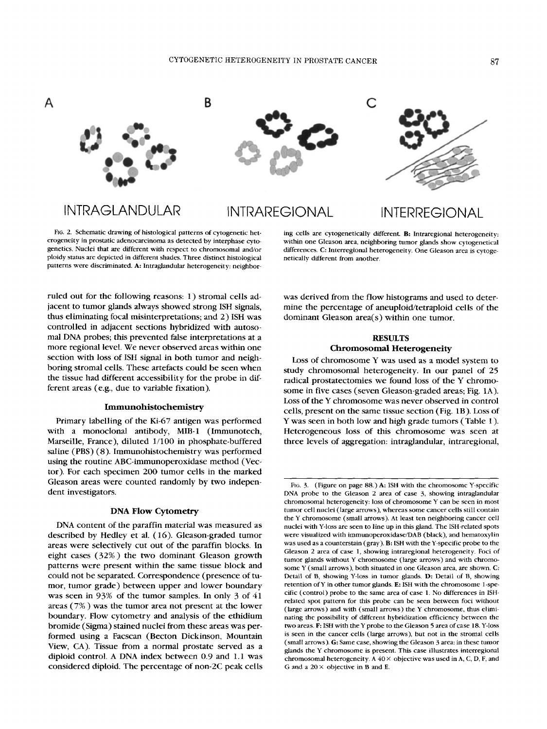A

B

C

INTRAGLANDULAR

INTRAREGIONAL

INTERREGIONAL

FIG. 2. Schematic drawing of histological patterns of cytogenetic heterogeneity in prostatic adenocarcinoma as detected by interphase cytogenetics. Nuclei that are different with respect to chromosomal and/or ploidy status are depicted in different shades. Three distinct histological patterns were discriminated. **A:** Intraglandular heterogeneity: neighboring cells are cytogenetically different. **B:** Intraregional heterogeneity: within one Gleason area, neighboring tumor glands show cytogenetical differences. **C:** Interregional heterogeneity. One Gleason area is cytogenetically different from another.

ruled out for the following reasons: 1) stromal cells adjacent to tumor glands always showed strong ISH signals, thus eliminating focal misinterpretations; and 2) ISH was controlled in adjacent sections hybridized with autosomal DNA probes; this prevented false interpretations at a more regional level. We never observed areas within one section with loss of ISH signal in both tumor and neighboring stromal cells. These artefacts could be seen when the tissue had different accessibility for the probe in different areas (e.g., due to variable fixation).

### Immunohistochemistry

Primary labelling of the Ki-67 antigen was performed with a monoclonal antibody, MIB-1 (Immunotech, Marseille, France), diluted 1/100 in phosphate-buffered saline (PBS) (8). Immunohistochemistry was performed using the routine ABC-immunoperoxidase method (Vector). For each specimen 200 tumor cells in the marked Gleason areas were counted randomly by two independent investigators.

### DNA Flow Cytometry

DNA content of the paraffin material was measured as described by Hedley et al. (16). Gleason-graded tumor areas were selectively cut out of the paraffin blocks. In eight cases (32%) the two dominant Gleason growth patterns were present within the same tissue block and could not be separated. Correspondence (presence of tumor, tumor grade) between upper and lower boundary was seen in 93% of the tumor samples. In only 3 of 41 areas (7%) was the tumor area not present at the lower boundary. Flow cytometry and analysis of the ethidium bromide (Sigma) stained nuclei from these areas was performed using a Facscan (Becton Dickinson, Mountain View, CA). Tissue from a normal prostate served as a diploid control. A DNA index between 0.9 and 1.1 was considered diploid. The percentage of non-2C peak cells was derived from the flow histograms and used to determine the percentage of aneuploid/tetraploid cells of the dominant Gleason area(s) within one tumor.

## RESULTS

### Chromosomal Heterogeneity

Loss of chromosome Y was used as a model system to study chromosomal heterogeneity. In our panel of 25 radical prostatectomies we found loss of the Y chromosome in five cases (seven Gleason-graded areas; Fig. 1A). Loss of the Y chromosome was never observed in control cells, present on the same tissue section (Fig. 1B). Loss of Y was seen in both low and high grade tumors (Table 1). Heterogeneous loss of this chromosome was seen at three levels of aggregation: intraglandular, intraregional,

FIG. 3. (Figure on page 88.) **A:** ISH with the chromosome Y-specific DNA probe to the Gleason 2 area of case 3, showing intraglandular chromosomal heterogeneity: loss of chromosome Y can be seen in most tumor cell nuclei (large arrows), whereas some cancer cells still contain the Y chromosome (small arrows). At least ten neighboring cancer cell nuclei with Y-loss are seen to line up in this gland. The ISH-related spots were visualized with immunoperoxidase/DAB (black), and hematoxylin was used as a counterstain (gray). **B:** ISH with the Y-specific probe to the Gleason 2 area of case 1, showing intraregional heterogeneity. Foci of tumor glands without Y chromosome (large arrows) and with chromosome Y (small arrows), both situated in one Gleason area, are shown. **C:** Detail of B, showing Y-loss in tumor glands. **D:** Detail of B, showing retention of Y in other tumor glands. **E:** ISH with the chromosome 1-specific (control) probe to the same area of case 1. No differences in ISH-related spot pattern for this probe can be seen between foci without (large arrows) and with (small arrows) the Y chromosome, thus eliminating the possibility of different hybridization efficiency between the two areas. **F:** ISH with the Y probe to the Gleason 5 area of case 18. Y-loss is seen in the cancer cells (large arrows), but not in the stromal cells (small arrows). **G:** Same case, showing the Gleason 3 area: in these tumor glands the Y chromosome is present. This case illustrates interregional chromosomal heterogeneity. A 40× objective was used in A, C, D, F, and G and a 20× objective in B and E.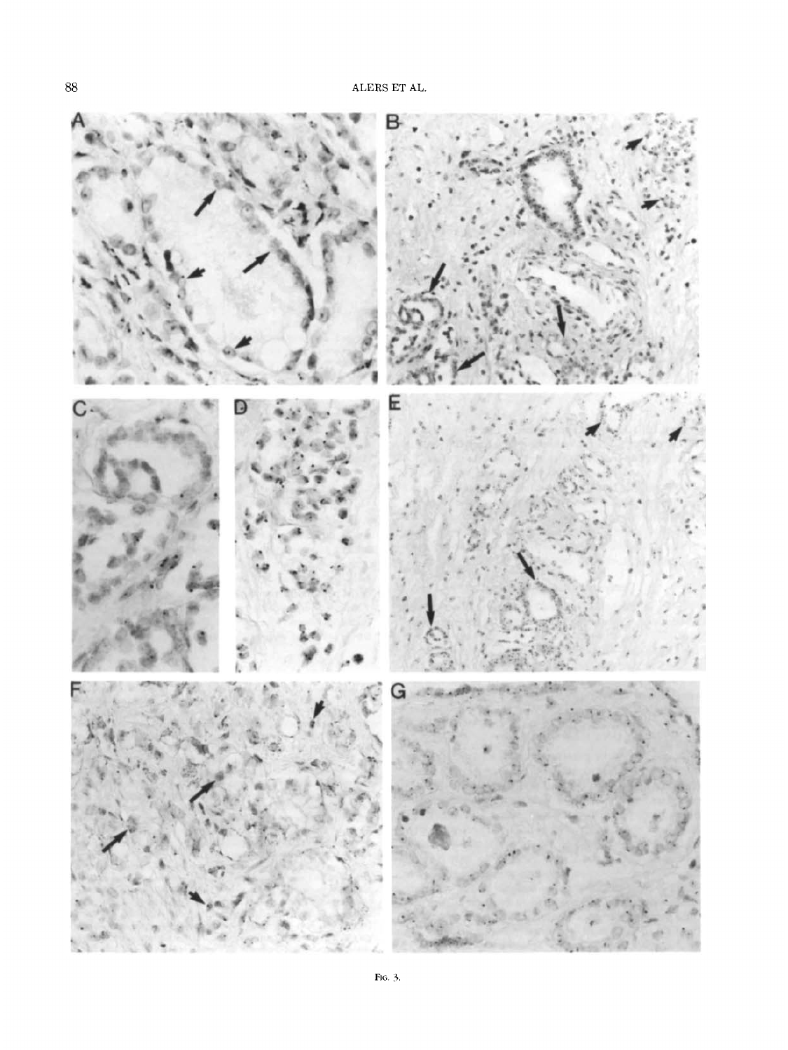Fig. 3.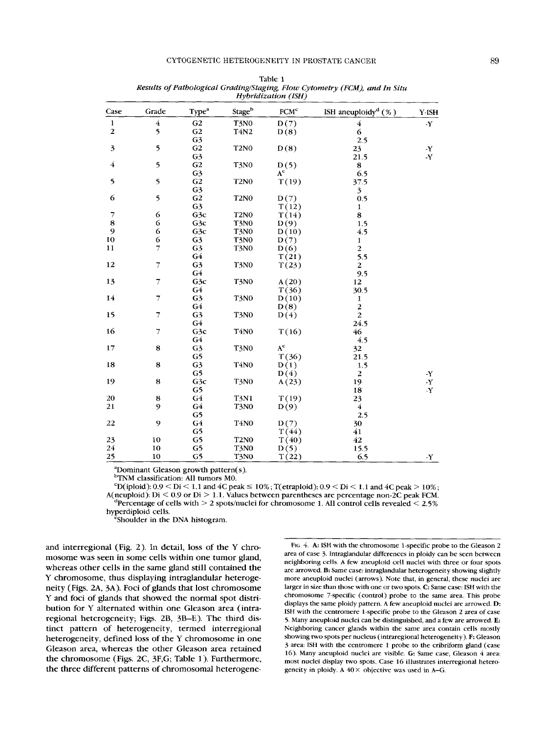Table 1
*Results of Pathological Grading/Staging, Flow Cytometry (FCM), and In Situ Hybridization (ISH)*

| Case | Grade | Type[a] | Stage[b] | FCM[c] | ISH aneuploidy[d] (%) | Y-ISH |
|---|---|---|---|---|---|---|
| 1 | 4 | G2 | T3N0 | D(7) | 4 | -Y |
| 2 | 5 | G2 | T4N2 | D(8) | 6 | |
| | | G3 | | | 2.5 | |
| 3 | 5 | G2 | T2N0 | D(8) | 23 | -Y |
| | | G3 | | | 21.5 | -Y |
| 4 | 5 | G2 | T3N0 | D(5) | 8 | |
| | | G3 | | A[e] | 6.5 | |
| 5 | 5 | G2 | T2N0 | T(19) | 37.5 | |
| | | G3 | | | 3 | |
| 6 | 5 | G2 | T2N0 | D(7) | 0.5 | |
| | | G3 | | T(12) | 1 | |
| 7 | 6 | G3c | T2N0 | T(14) | 8 | |
| 8 | 6 | G3c | T3N0 | D(9) | 1.5 | |
| 9 | 6 | G3c | T3N0 | D(10) | 4.5 | |
| 10 | 6 | G3 | T3N0 | D(7) | 1 | |
| 11 | 7 | G3 | T3N0 | D(6) | 2 | |
| | | G4 | | T(21) | 5.5 | |
| 12 | 7 | G3 | T3N0 | T(23) | 2 | |
| | | G4 | | | 9.5 | |
| 13 | 7 | G3c | T3N0 | A(20) | 12 | |
| | | G4 | | T(36) | 30.5 | |
| 14 | 7 | G3 | T3N0 | D(10) | 1 | |
| | | G4 | | D(8) | 2 | |
| 15 | 7 | G3 | T3N0 | D(4) | 2 | |
| | | G4 | | | 24.5 | |
| 16 | 7 | G3c | T4N0 | T(16) | 46 | |
| | | G4 | | | 4.5 | |
| 17 | 8 | G3 | T3N0 | A[e] | 32 | |
| | | G5 | | T(36) | 21.5 | |
| 18 | 8 | G3 | T4N0 | D(1) | 1.5 | |
| | | G5 | | D(4) | 2 | -Y |
| 19 | 8 | G3c | T3N0 | A(23) | 19 | -Y |
| | | G5 | | | 18 | -Y |
| 20 | 8 | G4 | T3N1 | T(19) | 23 | |
| 21 | 9 | G4 | T3N0 | D(9) | 4 | |
| | | G5 | | | 2.5 | |
| 22 | 9 | G4 | T4N0 | D(7) | 30 | |
| | | G5 | | T(44) | 41 | |
| 23 | 10 | G5 | T2N0 | T(40) | 42 | |
| 24 | 10 | G5 | T3N0 | D(5) | 15.5 | |
| 25 | 10 | G5 | T3N0 | T(22) | 6.5 | -Y |

[a]Dominant Gleason growth pattern(s).
[b]TNM classification: All tumors M0.
[c]D(iploid): 0.9 < Di < 1.1 and 4C peak ≤ 10%; T(etraploid): 0.9 < Di < 1.1 and 4C peak > 10%; A(neuploid): Di < 0.9 or Di > 1.1. Values between parentheses are percentage non-2C peak FCM.
[d]Percentage of cells with > 2 spots/nuclei for chromosome 1. All control cells revealed < 2.5% hyperdiploid cells.
[e]Shoulder in the DNA histogram.

and interregional (Fig. 2). In detail, loss of the Y chromosome was seen in some cells within one tumor gland, whereas other cells in the same gland still contained the Y chromosome, thus displaying intraglandular heterogeneity (Figs. 2A, 3A). Foci of glands that lost chromosome Y and foci of glands that showed the normal spot distribution for Y alternated within one Gleason area (intraregional heterogeneity; Figs. 2B, 3B–E). The third distinct pattern of heterogeneity, termed interregional heterogeneity, defined loss of the Y chromosome in one Gleason area, whereas the other Gleason area retained the chromosome (Figs. 2C, 3F,G; Table 1). Furthermore, the three different patterns of chromosomal heterogene-

FIG. 4. **A:** ISH with the chromosome 1-specific probe to the Gleason 2 area of case 3. Intraglandular differences in ploidy can be seen between neighboring cells. A few aneuploid cell nuclei with three or four spots are arrowed. **B:** Same case: intraglandular heterogeneity showing slightly more aneuploid nuclei (arrows). Note that, in general, these nuclei are larger in size than those with one or two spots. **C:** Same case: ISH with the chromosome 7-specific (control) probe to the same area. This probe displays the same ploidy pattern. A few aneuploid nuclei are arrowed. **D:** ISH with the centromere 1-specific probe to the Gleason 2 area of case 5. Many aneuploid nuclei can be distinguished, and a few are arrowed. **E:** Neighboring cancer glands within the same area contain cells mostly showing two spots per nucleus (intraregional heterogeneity). **F:** Gleason 3 area: ISH with the centromere 1 probe to the cribriform gland (case 16). Many aneuploid nuclei are visible. **G:** Same case, Gleason 4 area: most nuclei display two spots. Case 16 illustrates interregional heterogeneity in ploidy. A 40× objective was used in A–G.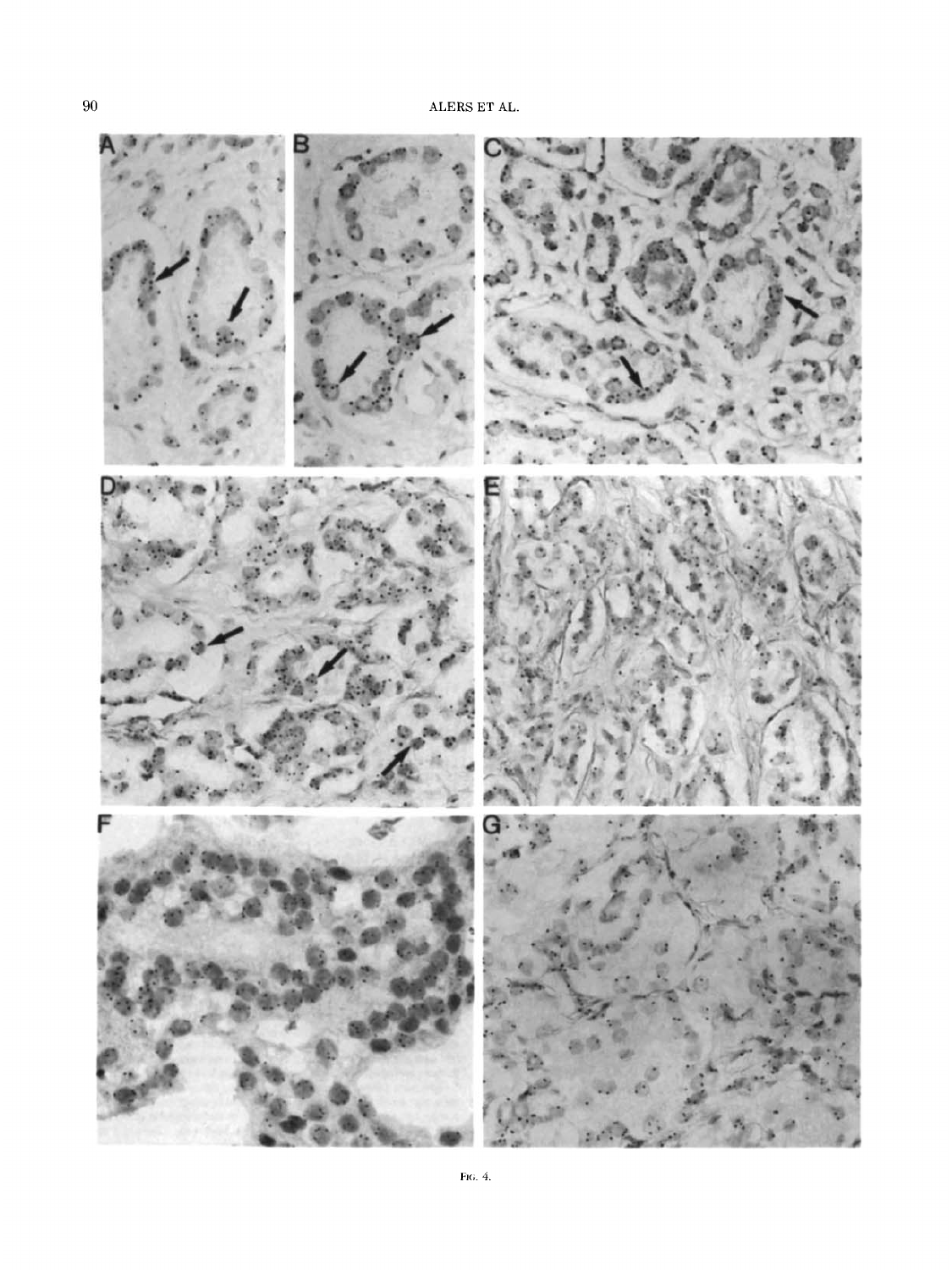FIG. 4.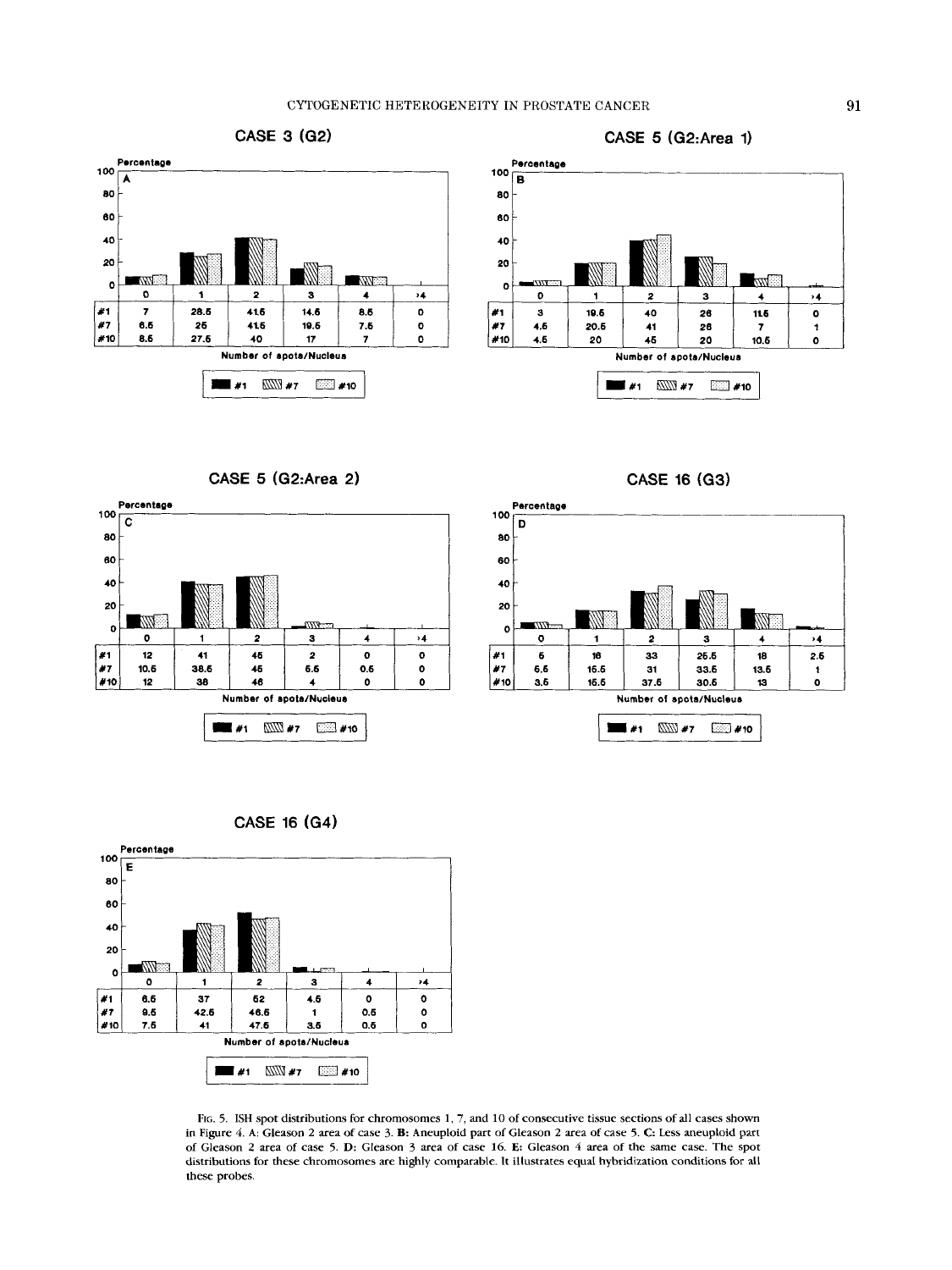## CASE 3 (G2)

**A**

| | 0 | 1 | 2 | 3 | 4 | >4 |
|---|---|---|---|---|---|---|
| #1 | 7 | 28.5 | 41.5 | 14.5 | 8.5 | 0 |
| #7 | 6.5 | 25 | 41.5 | 19.5 | 7.5 | 0 |
| #10 | 8.5 | 27.5 | 40 | 17 | 7 | 0 |

Number of spots/Nucleus

## CASE 5 (G2:Area 1)

**B**

| | 0 | 1 | 2 | 3 | 4 | >4 |
|---|---|---|---|---|---|---|
| #1 | 3 | 19.5 | 40 | 26 | 11.5 | 0 |
| #7 | 4.5 | 20.5 | 41 | 26 | 7 | 1 |
| #10 | 4.5 | 20 | 45 | 20 | 10.5 | 0 |

Number of spots/Nucleus

## CASE 5 (G2:Area 2)

**C**

| | 0 | 1 | 2 | 3 | 4 | >4 |
|---|---|---|---|---|---|---|
| #1 | 12 | 41 | 45 | 2 | 0 | 0 |
| #7 | 10.5 | 38.5 | 45 | 5.5 | 0.5 | 0 |
| #10 | 12 | 38 | 46 | 4 | 0 | 0 |

Number of spots/Nucleus

## CASE 16 (G3)

**D**

| | 0 | 1 | 2 | 3 | 4 | >4 |
|---|---|---|---|---|---|---|
| #1 | 5 | 16 | 33 | 25.5 | 18 | 2.5 |
| #7 | 5.5 | 15.5 | 31 | 33.5 | 13.5 | 1 |
| #10 | 3.5 | 15.5 | 37.5 | 30.5 | 13 | 0 |

Number of spots/Nucleus

## CASE 16 (G4)

**E**

| | 0 | 1 | 2 | 3 | 4 | >4 |
|---|---|---|---|---|---|---|
| #1 | 6.5 | 37 | 52 | 4.5 | 0 | 0 |
| #7 | 9.5 | 42.5 | 46.5 | 1 | 0.5 | 0 |
| #10 | 7.5 | 41 | 47.5 | 3.5 | 0.5 | 0 |

Number of spots/Nucleus

FIG. 5. ISH spot distributions for chromosomes 1, 7, and 10 of consecutive tissue sections of all cases shown in Figure 4. A: Gleason 2 area of case 3. B: Aneuploid part of Gleason 2 area of case 5. C: Less aneuploid part of Gleason 2 area of case 5. D: Gleason 3 area of case 16. E: Gleason 4 area of the same case. The spot distributions for these chromosomes are highly comparable. It illustrates equal hybridization conditions for all these probes.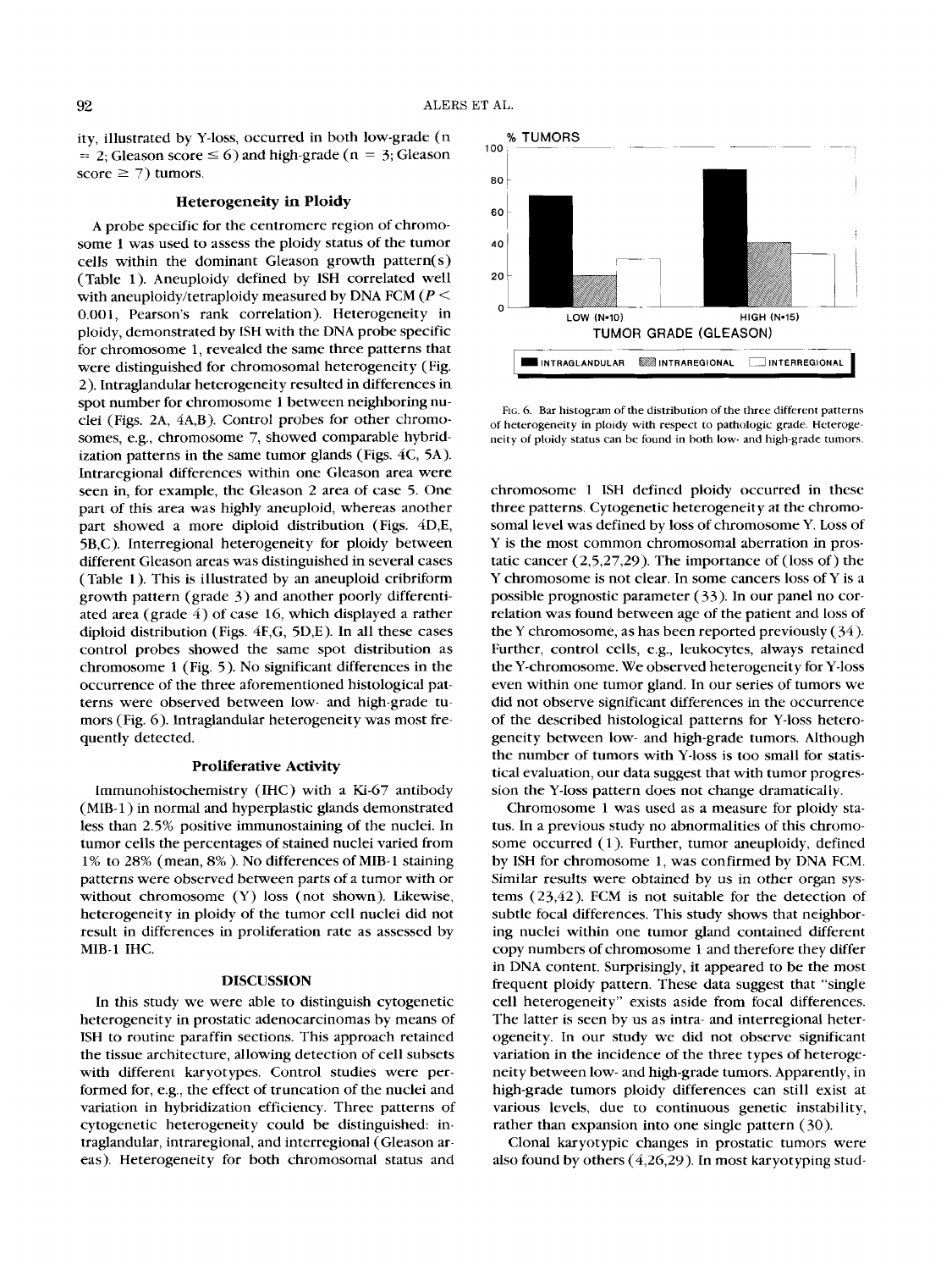ity, illustrated by Y-loss, occurred in both low-grade (n = 2; Gleason score ≤ 6) and high-grade (n = 3; Gleason score ≥ 7) tumors.

### Heterogeneity in Ploidy

A probe specific for the centromere region of chromosome 1 was used to assess the ploidy status of the tumor cells within the dominant Gleason growth pattern(s) (Table 1). Aneuploidy defined by ISH correlated well with aneuploidy/tetraploidy measured by DNA FCM ($P < 0.001$, Pearson's rank correlation). Heterogeneity in ploidy, demonstrated by ISH with the DNA probe specific for chromosome 1, revealed the same three patterns that were distinguished for chromosomal heterogeneity (Fig. 2). Intraglandular heterogeneity resulted in differences in spot number for chromosome 1 between neighboring nuclei (Figs. 2A, 4A,B). Control probes for other chromosomes, e.g., chromosome 7, showed comparable hybridization patterns in the same tumor glands (Figs. 4C, 5A). Intraregional differences within one Gleason area were seen in, for example, the Gleason 2 area of case 5. One part of this area was highly aneuploid, whereas another part showed a more diploid distribution (Figs. 4D,E, 5B,C). Interregional heterogeneity for ploidy between different Gleason areas was distinguished in several cases (Table 1). This is illustrated by an aneuploid cribriform growth pattern (grade 3) and another poorly differentiated area (grade 4) of case 16, which displayed a rather diploid distribution (Figs. 4F,G, 5D,E). In all these cases control probes showed the same spot distribution as chromosome 1 (Fig. 5). No significant differences in the occurrence of the three aforementioned histological patterns were observed between low- and high-grade tumors (Fig. 6). Intraglandular heterogeneity was most frequently detected.

### Proliferative Activity

Immunohistochemistry (IHC) with a Ki-67 antibody (MIB-1) in normal and hyperplastic glands demonstrated less than 2.5% positive immunostaining of the nuclei. In tumor cells the percentages of stained nuclei varied from 1% to 28% (mean, 8%). No differences of MIB-1 staining patterns were observed between parts of a tumor with or without chromosome (Y) loss (not shown). Likewise, heterogeneity in ploidy of the tumor cell nuclei did not result in differences in proliferation rate as assessed by MIB-1 IHC.

## DISCUSSION

In this study we were able to distinguish cytogenetic heterogeneity in prostatic adenocarcinomas by means of ISH to routine paraffin sections. This approach retained the tissue architecture, allowing detection of cell subsets with different karyotypes. Control studies were performed for, e.g., the effect of truncation of the nuclei and variation in hybridization efficiency. Three patterns of cytogenetic heterogeneity could be distinguished: intraglandular, intraregional, and interregional (Gleason areas). Heterogeneity for both chromosomal status and

FIG. 6. Bar histogram of the distribution of the three different patterns of heterogeneity in ploidy with respect to pathologic grade. Heterogeneity of ploidy status can be found in both low- and high-grade tumors.

chromosome 1 ISH defined ploidy occurred in these three patterns. Cytogenetic heterogeneity at the chromosomal level was defined by loss of chromosome Y. Loss of Y is the most common chromosomal aberration in prostatic cancer (2,5,27,29). The importance of (loss of) the Y chromosome is not clear. In some cancers loss of Y is a possible prognostic parameter (33). In our panel no correlation was found between age of the patient and loss of the Y chromosome, as has been reported previously (34). Further, control cells, e.g., leukocytes, always retained the Y-chromosome. We observed heterogeneity for Y-loss even within one tumor gland. In our series of tumors we did not observe significant differences in the occurrence of the described histological patterns for Y-loss heterogeneity between low- and high-grade tumors. Although the number of tumors with Y-loss is too small for statistical evaluation, our data suggest that with tumor progression the Y-loss pattern does not change dramatically.

Chromosome 1 was used as a measure for ploidy status. In a previous study no abnormalities of this chromosome occurred (1). Further, tumor aneuploidy, defined by ISH for chromosome 1, was confirmed by DNA FCM. Similar results were obtained by us in other organ systems (23,42). FCM is not suitable for the detection of subtle focal differences. This study shows that neighboring nuclei within one tumor gland contained different copy numbers of chromosome 1 and therefore they differ in DNA content. Surprisingly, it appeared to be the most frequent ploidy pattern. These data suggest that "single cell heterogeneity" exists aside from focal differences. The latter is seen by us as intra- and interregional heterogeneity. In our study we did not observe significant variation in the incidence of the three types of heterogeneity between low- and high-grade tumors. Apparently, in high-grade tumors ploidy differences can still exist at various levels, due to continuous genetic instability, rather than expansion into one single pattern (30).

Clonal karyotypic changes in prostatic tumors were also found by others (4,26,29). In most karyotyping stud-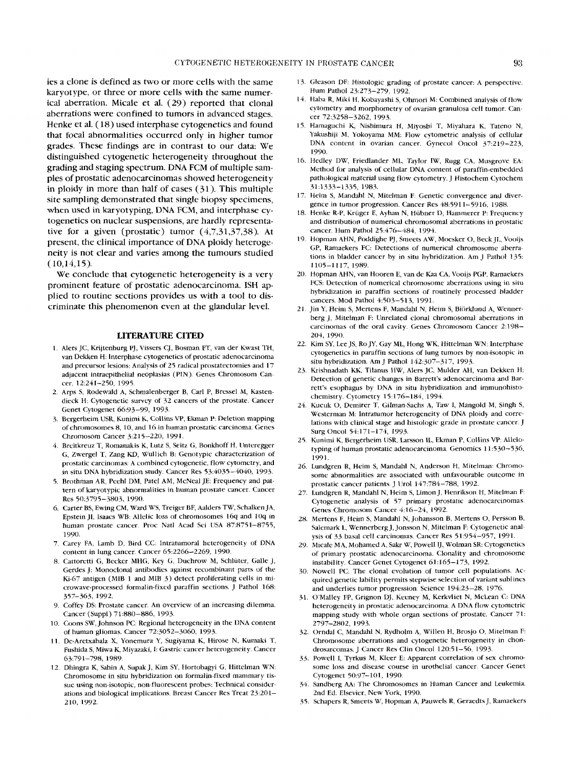ies a clone is defined as two or more cells with the same karyotype, or three or more cells with the same numerical aberration. Micale et al. (29) reported that clonal aberrations were confined to tumors in advanced stages. Henke et al. (18) used interphase cytogenetics and found that focal abnormalities occurred only in higher tumor grades. These findings are in contrast to our data: We distinguished cytogenetic heterogeneity throughout the grading and staging spectrum. DNA FCM of multiple samples of prostatic adenocarcinomas showed heterogeneity in ploidy in more than half of cases (31). This multiple site sampling demonstrated that single biopsy specimens, when used in karyotyping, DNA FCM, and interphase cytogenetics on nuclear suspensions, are hardly representative for a given (prostatic) tumor (4,7,31,37,38). At present, the clinical importance of DNA ploidy heterogeneity is not clear and varies among the tumours studied (10,14,15).

We conclude that cytogenetic heterogeneity is a very prominent feature of prostatic adenocarcinoma. ISH applied to routine sections provides us with a tool to discriminate this phenomenon even at the glandular level.

## LITERATURE CITED

1. Alers JC, Krijtenburg PJ, Vissers CJ, Bosman FT, van der Kwast TH, van Dekken H: Interphase cytogenetics of prostatic adenocarcinoma and precursor lesions: Analysis of 25 radical prostatectomies and 17 adjacent intraepithelial neoplasias (PIN). Genes Chromosom Cancer, 12:241–250, 1995.
2. Arps S, Rodewald A, Schmalenberger B, Carl P, Bressel M, Kastendieck H: Cytogenetic survey of 32 cancers of the prostate. Cancer Genet Cytogenet 66:93–99, 1993.
3. Bergerheim USR, Kunimi K, Collins VP, Ekman P: Deletion mapping of chromosomes 8, 10, and 16 in human prostatic carcinoma. Genes Chromosom Cancer 3:215–220, 1991.
4. Breitkreuz T, Romanakis K, Lutz S, Seitz G, Bonkhoff H, Unteregger G, Zwergel T, Zang KD, Wullich B: Genotypic characterization of prostatic carcinomas: A combined cytogenetic, flow cytometry, and in situ DNA hybridization study. Cancer Res 53:4035–4040, 1993.
5. Brothman AR, Peehl DM, Patel AM, McNeal JE: Frequency and pattern of karyotypic abnormalities in human prostate cancer. Cancer Res 50:3795–3803, 1990.
6. Carter BS, Ewing CM, Ward WS, Treiger BF, Aalders TW, Schalken JA, Epstein JI, Isaacs WB: Allelic loss of chromosomes 16q and 10q in human prostate cancer. Proc Natl Acad Sci USA 87:8751–8755, 1990.
7. Carey FA, Lamb D, Bird CC: Intratumoral heterogeneity of DNA content in lung cancer. Cancer 65:2266–2269, 1990.
8. Cattoretti G, Becker MHG, Key G, Duchrow M, Schlüter, Galle J, Gerdes J: Monoclonal antibodies against recombinant parts of the Ki-67 antigen (MIB 1 and MIB 3) detect proliferating cells in microwave-processed formalin-fixed paraffin sections. J Pathol 168: 357–363, 1992.
9. Coffey DS: Prostate cancer. An overview of an increasing dilemma. Cancer (Suppl) 71:880–886, 1993.
10. Coons SW, Johnson PC: Regional heterogeneity in the DNA content of human gliomas. Cancer 72:3052–3060, 1993.
11. De-Aretxabala X, Yonemura Y, Sugiyama K, Hirose N, Kumaki T, Fushida S, Miwa K, Miyazaki, I: Gastric cancer heterogeneity. Cancer 63:791–798, 1989.
12. Dhingra K, Sahin A, Supak J, Kim SY, Hortobagyi G, Hittelman WN: Chromosome in situ hybridization on formalin-fixed mammary tissue using non-isotopic, non-fluorescent probes: Technical considerations and biological implications. Breast Cancer Res Treat 23:201–210, 1992.
13. Gleason DF: Histologic grading of prostate cancer: A perspective. Hum Pathol 23:273–279, 1992.
14. Haba R, Miki H, Kobayashi S, Ohmori M: Combined analysis of flow cytometry and morphometry of ovarian granulosa cell tumor. Cancer 72:3258–3262, 1993.
15. Hamaguchi K, Nishimura H, Miyoshi T, Miyahara K, Tateno N, Yakushiji M, Yokoyama MM: Flow cytometric analysis of cellular DNA content in ovarian cancer. Gynecol Oncol 37:219–223, 1990.
16. Hedley DW, Friedlander ML, Taylor IW, Rugg CA, Musgrove EA: Method for analysis of cellular DNA content of paraffin-embedded pathological material using flow cytometry. J Histochem Cytochem 31:1333–1335, 1983.
17. Heim S, Mandahl N, Mitelman F: Genetic convergence and divergence in tumor progression. Cancer Res 48:5911–5916, 1988.
18. Henke R-P, Krüger E, Ayhan N, Hübner D, Hammerer P: Frequency and distribution of numerical chromosomal aberrations in prostatic cancer. Hum Pathol 25:476–484, 1994.
19. Hopman AHN, Poddighe PJ, Smeets AW, Moesker O, Beck JL, Vooijs GP, Ramaekers FC: Detections of numerical chromosome aberrations in bladder cancer by in situ hybridization. Am J Pathol 135: 1105–1117, 1989.
20. Hopman AHN, van Hooren E, van de Kaa CA, Vooijs PGP, Ramaekers FCS: Detection of numerical chromosome aberrations using in situ hybridization in paraffin sections of routinely processed bladder cancers. Mod Pathol 4:503–513, 1991.
21. Jin Y, Heim S, Mertens F, Mandahl N, Heim S, Biörklund A, Wennerberg J, Mitelman F: Unrelated clonal chromosomal aberrations in carcinomas of the oral cavity. Genes Chromosom Cancer 2:198–204, 1990.
22. Kim SY, Lee JS, Ro JY, Gay ML, Hong WK, Hittelman WN: Interphase cytogenetics in paraffin sections of lung tumors by non-isotopic in situ hybridization. Am J Pathol 142:307–317, 1993.
23. Krishnadath KK, Tilanus HW, Alers JC, Mulder AH, van Dekken H: Detection of genetic changes in Barrett's adenocarcinoma and Barrett's esophagus by DNA in situ hybridization and immunohistochemistry. Cytometry 15:176–184, 1994.
24. Kucuk O, Demirer T, Gilman-Sachs A, Taw I, Mangold M, Singh S, Westerman M: Intratumor heterogeneity of DNA ploidy and correlations with clinical stage and histologic grade in prostate cancer. J Surg Oncol 54:171–174, 1993.
25. Kunimi K, Bergerheim USR, Larsson IL, Ekman P, Collins VP: Allelotyping of human prostatic adenocarcinoma. Genomics 11:530–536, 1991.
26. Lundgren R, Heim S, Mandahl N, Anderson H, Mitelman: Chromosome abnormalities are associated with unfavourable outcome in prostatic cancer patients. J Urol 147:784–788, 1992.
27. Lundgren R, Mandahl N, Heim S, Limon J, Henrikson H, Mitelman F: Cytogenetic analysis of 57 primary prostatic adenocarcinomas. Genes Chromosom Cancer 4:16–24, 1992.
28. Mertens F, Heim S, Mandahl N, Johansson B, Mertens O, Persson B, Salemark L, Wennerberg J, Jonsson N, Mitelman F: Cytogenetic analysis of 33 basal cell carcinomas. Cancer Res 51:954–957, 1991.
29. Micale MA, Mohamed A, Sakr W, Powell IJ, Wolman SR: Cytogenetics of primary prostatic adenocarcinoma. Clonality and chromosome instability. Cancer Genet Cytogenet 61:165–173, 1992.
30. Nowell PC: The clonal evolution of tumor cell populations. Acquired genetic lability permits stepwise selection of variant sublines and underlies tumor progression. Science 194:23–28, 1976.
31. O'Malley FP, Grignon DJ, Keeney M, Kerkvliet N, McLean C: DNA heterogeneity in prostatic adenocarcinoma. A DNA flow cytometric mapping study with whole organ sections of prostate. Cancer 71: 2797–2802, 1993.
32. Orndal C, Mandahl N, Rydholm A, Willen H, Brosjo O, Mitelman F: Chromosome aberrations and cytogenetic heterogeneity in chondrosarcomas. J Cancer Res Clin Oncol 120:51–56, 1993.
33. Powell I, Tyrkus M, Kleer E: Apparent correlation of sex chromosome loss and disease course in urothelial cancer. Cancer Genet Cytogenet 50:97–101, 1990.
34. Sandberg AA: The Chromosomes in Human Cancer and Leukemia. 2nd Ed. Elsevier, New York, 1990.
35. Schapers R, Smeets W, Hopman A, Pauwels R, Geraedts J, Ramaekers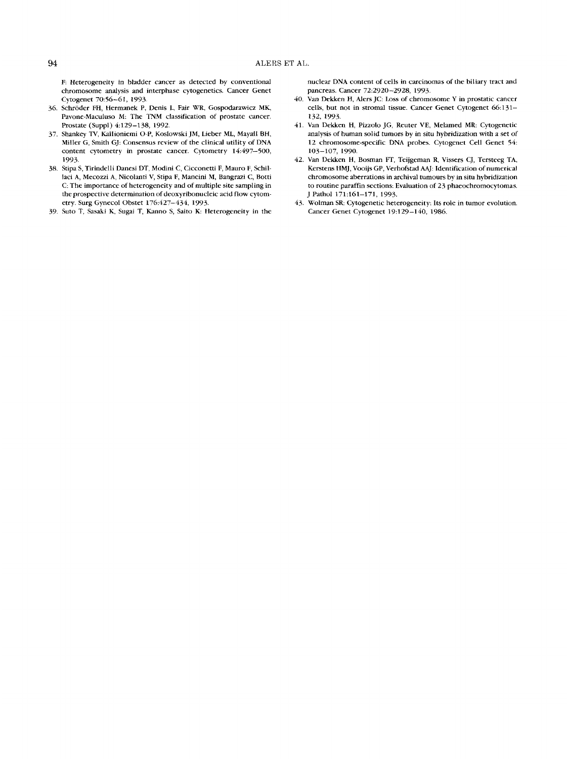F: Heterogeneity in bladder cancer as detected by conventional chromosome analysis and interphase cytogenetics. Cancer Genet Cytogenet 70:56–61, 1993.

36. Schröder FH, Hermanek P, Denis L, Fair WR, Gospodarawicz MK, Pavone-Maculuso M: The TNM classification of prostate cancer. Prostate (Suppl) 4:129–138, 1992.
37. Shankey TV, Kallioniemi O-P, Koslowski JM, Lieber ML, Mayall BH, Miller G, Smith GJ: Consensus review of the clinical utility of DNA content cytometry in prostate cancer. Cytometry 14:497–500, 1993.
38. Stipa S, Tirindelli Danesi DT, Modini C, Cicconetti F, Mauro F, Schillaci A, Mecozzi A, Nicolanti V, Stipa F, Mancini M, Bangrazi C, Botti C: The importance of heterogeneity and of multiple site sampling in the prospective determination of deoxyribonucleic acid flow cytometry. Surg Gynecol Obstet 176:427–434, 1993.
39. Suto T, Sasaki K, Sugai T, Kanno S, Saito K: Heterogeneity in the nuclear DNA content of cells in carcinomas of the biliary tract and pancreas. Cancer 72:2920–2928, 1993.
40. Van Dekken H, Alers JC: Loss of chromosome Y in prostatic cancer cells, but not in stromal tissue. Cancer Genet Cytogenet 66:131–132, 1993.
41. Van Dekken H, Pizzolo JG, Reuter VE, Melamed MR: Cytogenetic analysis of human solid tumors by in situ hybridization with a set of 12 chromosome-specific DNA probes. Cytogenet Cell Genet 54: 103–107, 1990.
42. Van Dekken H, Bosman FT, Teijgeman R, Vissers CJ, Tersteeg TA, Kerstens HMJ, Vooijs GP, Verhofstad AAJ: Identification of numerical chromosome aberrations in archival tumours by in situ hybridization to routine paraffin sections: Evaluation of 23 phaeochromocytomas. J Pathol 171:161–171, 1993.
43. Wolman SR: Cytogenetic heterogeneity: Its role in tumor evolution. Cancer Genet Cytogenet 19:129–140, 1986.